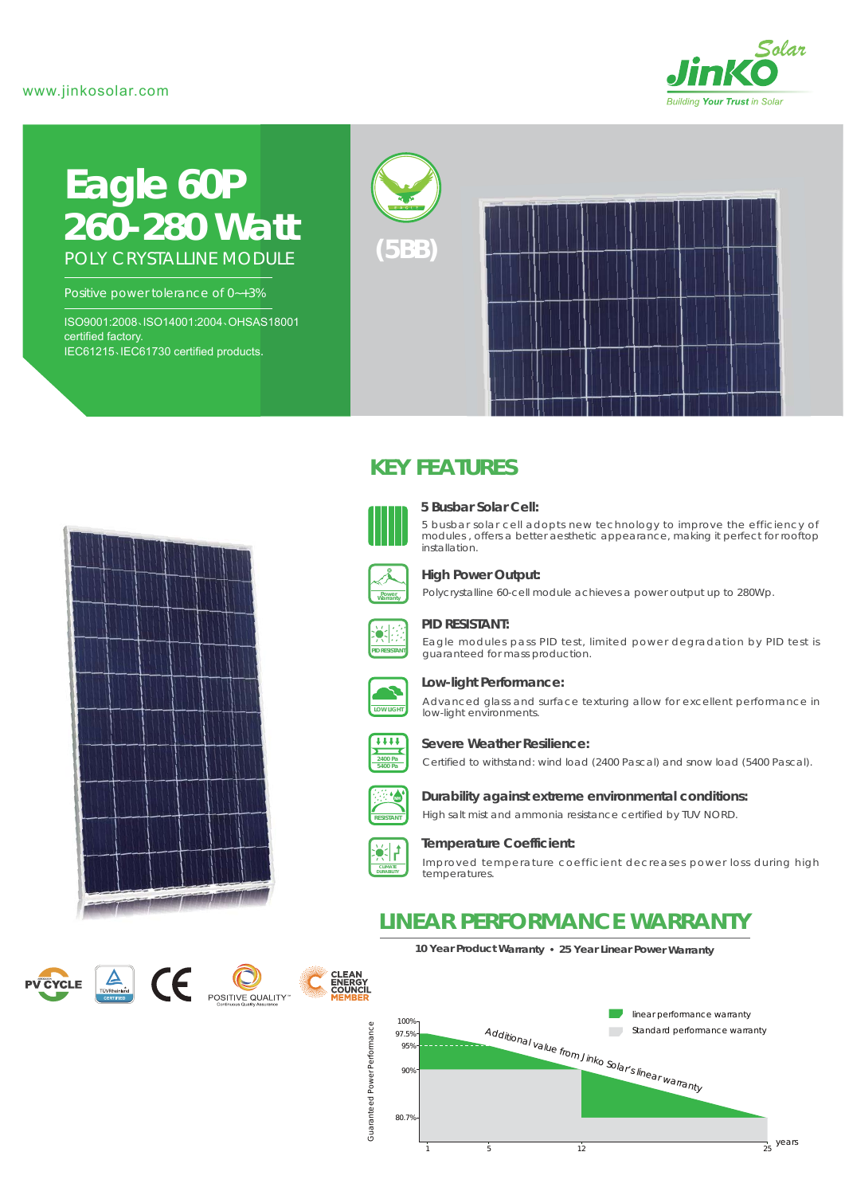www.jinkosolar.com

# Eagle 60P
# 260-280 Watt

POLY CRYSTALLINE MODULE

Positive power tolerance of 0~+3%

ISO9001:2008、ISO14001:2004、OHSAS18001 certified factory.
IEC61215、IEC61730 certified products.

(5BB)

## KEY FEATURES

**5 Busbar Solar Cell:**
5 busbar solar cell adopts new technology to improve the efficiency of modules , offers a better aesthetic appearance, making it perfect for rooftop installation.

**High Power Output:**
Polycrystalline 60-cell module achieves a power output up to 280Wp.

**PID RESISTANT:**
Eagle modules pass PID test, limited power degradation by PID test is guaranteed for mass production.

**Low-light Performance:**
Advanced glass and surface texturing allow for excellent performance in low-light environments.

**Severe Weather Resilience:**
Certified to withstand: wind load (2400 Pascal) and snow load (5400 Pascal).

**Durability against extreme environmental conditions:**
High salt mist and ammonia resistance certified by TUV NORD.

**Temperature Coefficient:**
Improved temperature coefficient decreases power loss during high temperatures.

## LINEAR PERFORMANCE WARRANTY

**10 Year Product Warranty • 25 Year Linear Power Warranty**

Guaranteed Power Performance: 100%, 97.5%, 95%, 90%, 80.7%
Years: 1, 5, 12, 25

linear performance warranty
Standard performance warranty

Additional value from Jinko Solar's linear warranty

PV CYCLE · TÜVRheinland CERTIFIED · CE · POSITIVE QUALITY™ Continuous Quality Assurance · CLEAN ENERGY COUNCIL MEMBER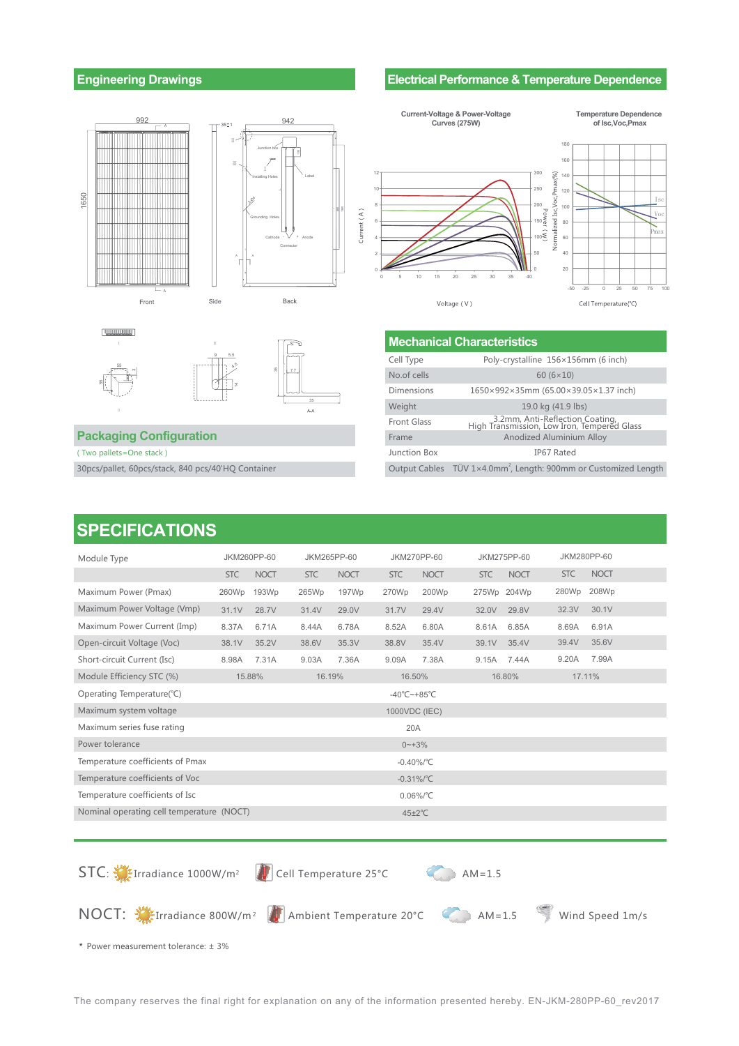## Engineering Drawings

992

942

1650

35±1

Junction box

Installing Holes

Label

Grounding Holes

Cathode

Anode

Connector

Front

Side

Back

55

9

5.5

35

7.7

35

A-A

## Electrical Performance & Temperature Dependence

Current-Voltage & Power-Voltage Curves (275W)

Current ( A )

Power ( W )

Voltage ( V )

0 5 10 15 20 25 30 35 40

0 2 4 6 8 10 12

0 50 100 150 200 250 300

Temperature Dependence of Isc,Voc,Pmax

Normalized Isc,Voc,Pmax(%)

180 160 140 120 100 80 60 40 20

-50 -25 0 25 50 75 100

Isc

Voc

Pmax

Cell Temperature(℃)

## Mechanical Characteristics

| | |
|---|---|
| Cell Type | Poly-crystalline 156×156mm (6 inch) |
| No.of cells | 60 (6×10) |
| Dimensions | 1650×992×35mm (65.00×39.05×1.37 inch) |
| Weight | 19.0 kg (41.9 lbs) |
| Front Glass | 3.2mm, Anti-Reflection Coating, High Transmission, Low Iron, Tempered Glass |
| Frame | Anodized Aluminium Alloy |
| Junction Box | IP67 Rated |
| Output Cables | TÜV 1×4.0mm$^2$, Length: 900mm or Customized Length |

## Packaging Configuration

( Two pallets=One stack )

30pcs/pallet, 60pcs/stack, 840 pcs/40'HQ Container

# SPECIFICATIONS

| Module Type | JKM260PP-60 | | JKM265PP-60 | | JKM270PP-60 | | JKM275PP-60 | | JKM280PP-60 | |
|---|---|---|---|---|---|---|---|---|---|---|
| | STC | NOCT | STC | NOCT | STC | NOCT | STC | NOCT | STC | NOCT |
| Maximum Power (Pmax) | 260Wp | 193Wp | 265Wp | 197Wp | 270Wp | 200Wp | 275Wp | 204Wp | 280Wp | 208Wp |
| Maximum Power Voltage (Vmp) | 31.1V | 28.7V | 31.4V | 29.0V | 31.7V | 29.4V | 32.0V | 29.8V | 32.3V | 30.1V |
| Maximum Power Current (Imp) | 8.37A | 6.71A | 8.44A | 6.78A | 8.52A | 6.80A | 8.61A | 6.85A | 8.69A | 6.91A |
| Open-circuit Voltage (Voc) | 38.1V | 35.2V | 38.6V | 35.3V | 38.8V | 35.4V | 39.1V | 35.4V | 39.4V | 35.6V |
| Short-circuit Current (Isc) | 8.98A | 7.31A | 9.03A | 7.36A | 9.09A | 7.38A | 9.15A | 7.44A | 9.20A | 7.99A |
| Module Efficiency STC (%) | 15.88% | | 16.19% | | 16.50% | | 16.80% | | 17.11% | |
| Operating Temperature(℃) | -40℃~+85℃ | | | | | | | | | |
| Maximum system voltage | 1000VDC (IEC) | | | | | | | | | |
| Maximum series fuse rating | 20A | | | | | | | | | |
| Power tolerance | 0~+3% | | | | | | | | | |
| Temperature coefficients of Pmax | -0.40%/℃ | | | | | | | | | |
| Temperature coefficients of Voc | -0.31%/℃ | | | | | | | | | |
| Temperature coefficients of Isc | 0.06%/℃ | | | | | | | | | |
| Nominal operating cell temperature (NOCT) | 45±2℃ | | | | | | | | | |

STC: Irradiance 1000W/m$^2$ Cell Temperature 25°C AM=1.5

NOCT: Irradiance 800W/m$^2$ Ambient Temperature 20°C AM=1.5 Wind Speed 1m/s

* Power measurement tolerance: ± 3%

The company reserves the final right for explanation on any of the information presented hereby. EN-JKM-280PP-60_rev2017